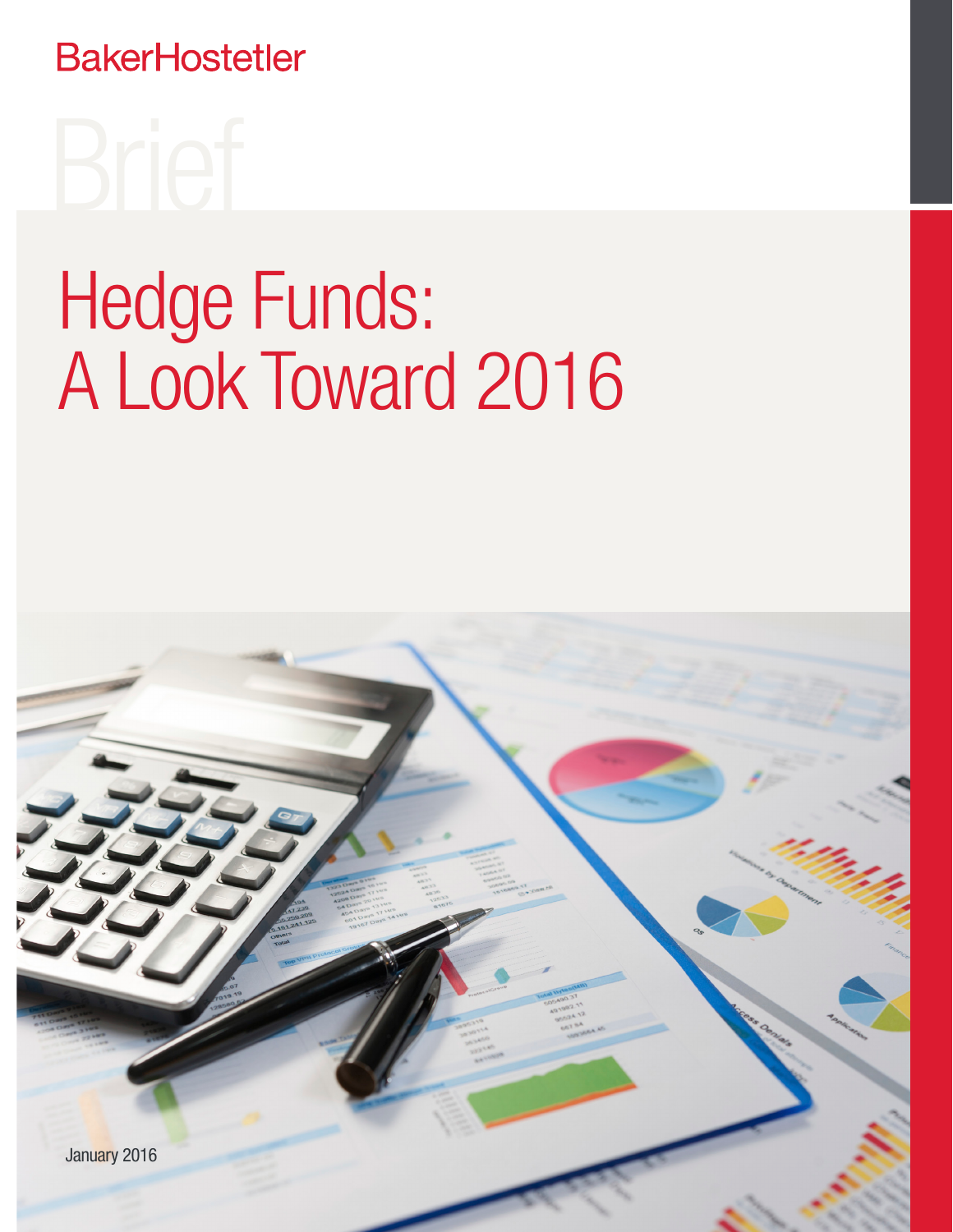BakerHostetler

Brief

# Hedge Funds: A Look Toward 2016

January 2016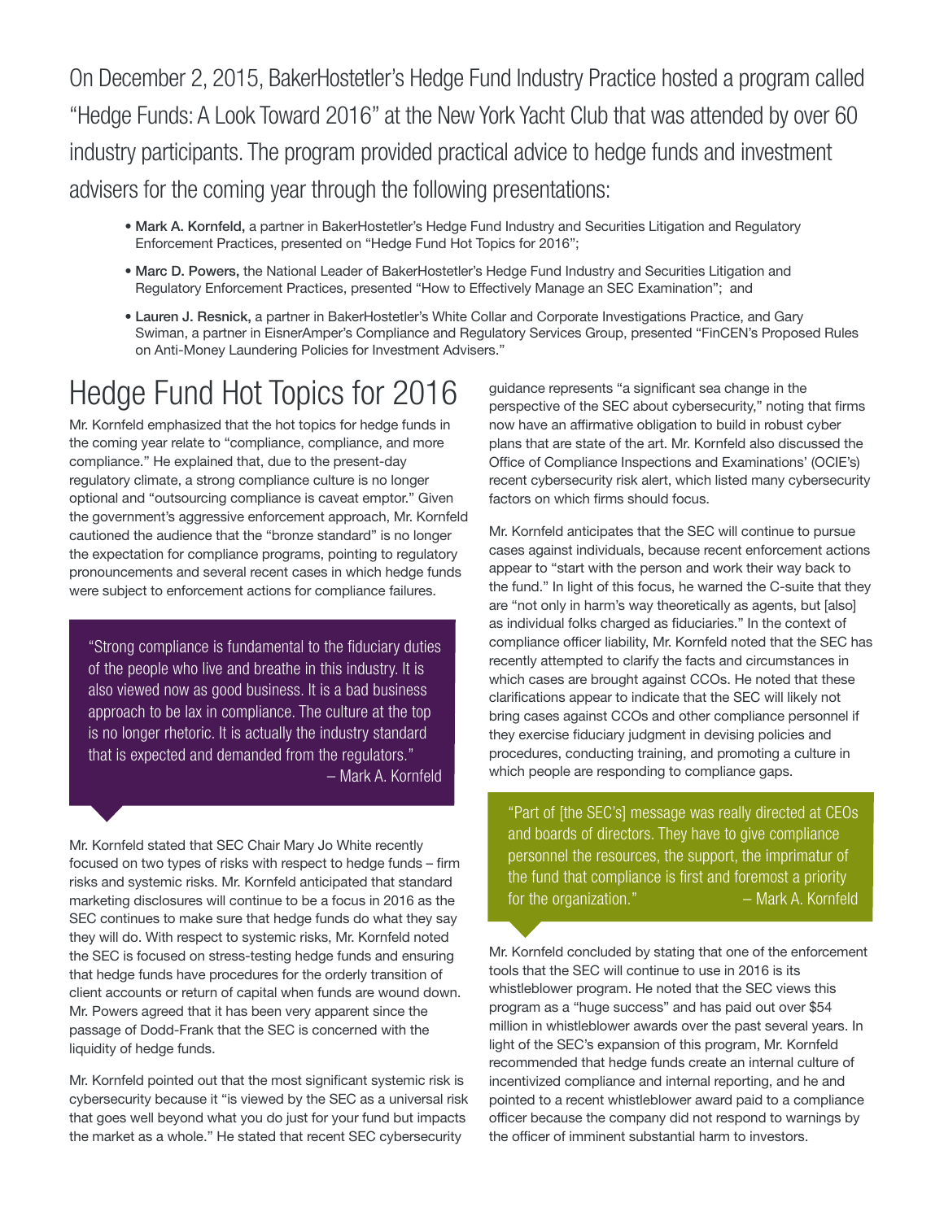On December 2, 2015, BakerHostetler's Hedge Fund Industry Practice hosted a program called "Hedge Funds: A Look Toward 2016" at the New York Yacht Club that was attended by over 60 industry participants. The program provided practical advice to hedge funds and investment advisers for the coming year through the following presentations:

- **Mark A. Kornfeld,** a partner in BakerHostetler's Hedge Fund Industry and Securities Litigation and Regulatory Enforcement Practices, presented on "Hedge Fund Hot Topics for 2016";
- **Marc D. Powers,** the National Leader of BakerHostetler's Hedge Fund Industry and Securities Litigation and Regulatory Enforcement Practices, presented "How to Effectively Manage an SEC Examination"; and
- **Lauren J. Resnick,** a partner in BakerHostetler's White Collar and Corporate Investigations Practice, and Gary Swiman, a partner in EisnerAmper's Compliance and Regulatory Services Group, presented "FinCEN's Proposed Rules on Anti-Money Laundering Policies for Investment Advisers."

# Hedge Fund Hot Topics for 2016

Mr. Kornfeld emphasized that the hot topics for hedge funds in the coming year relate to "compliance, compliance, and more compliance." He explained that, due to the present-day regulatory climate, a strong compliance culture is no longer optional and "outsourcing compliance is caveat emptor." Given the government's aggressive enforcement approach, Mr. Kornfeld cautioned the audience that the "bronze standard" is no longer the expectation for compliance programs, pointing to regulatory pronouncements and several recent cases in which hedge funds were subject to enforcement actions for compliance failures.

> "Strong compliance is fundamental to the fiduciary duties of the people who live and breathe in this industry. It is also viewed now as good business. It is a bad business approach to be lax in compliance. The culture at the top is no longer rhetoric. It is actually the industry standard that is expected and demanded from the regulators."
> – Mark A. Kornfeld

Mr. Kornfeld stated that SEC Chair Mary Jo White recently focused on two types of risks with respect to hedge funds – firm risks and systemic risks. Mr. Kornfeld anticipated that standard marketing disclosures will continue to be a focus in 2016 as the SEC continues to make sure that hedge funds do what they say they will do. With respect to systemic risks, Mr. Kornfeld noted the SEC is focused on stress-testing hedge funds and ensuring that hedge funds have procedures for the orderly transition of client accounts or return of capital when funds are wound down. Mr. Powers agreed that it has been very apparent since the passage of Dodd-Frank that the SEC is concerned with the liquidity of hedge funds.

Mr. Kornfeld pointed out that the most significant systemic risk is cybersecurity because it "is viewed by the SEC as a universal risk that goes well beyond what you do just for your fund but impacts the market as a whole." He stated that recent SEC cybersecurity guidance represents "a significant sea change in the perspective of the SEC about cybersecurity," noting that firms now have an affirmative obligation to build in robust cyber plans that are state of the art. Mr. Kornfeld also discussed the Office of Compliance Inspections and Examinations' (OCIE's) recent cybersecurity risk alert, which listed many cybersecurity factors on which firms should focus.

Mr. Kornfeld anticipates that the SEC will continue to pursue cases against individuals, because recent enforcement actions appear to "start with the person and work their way back to the fund." In light of this focus, he warned the C-suite that they are "not only in harm's way theoretically as agents, but [also] as individual folks charged as fiduciaries." In the context of compliance officer liability, Mr. Kornfeld noted that the SEC has recently attempted to clarify the facts and circumstances in which cases are brought against CCOs. He noted that these clarifications appear to indicate that the SEC will likely not bring cases against CCOs and other compliance personnel if they exercise fiduciary judgment in devising policies and procedures, conducting training, and promoting a culture in which people are responding to compliance gaps.

> "Part of [the SEC's] message was really directed at CEOs and boards of directors. They have to give compliance personnel the resources, the support, the imprimatur of the fund that compliance is first and foremost a priority for the organization."
> – Mark A. Kornfeld

Mr. Kornfeld concluded by stating that one of the enforcement tools that the SEC will continue to use in 2016 is its whistleblower program. He noted that the SEC views this program as a "huge success" and has paid out over $54 million in whistleblower awards over the past several years. In light of the SEC's expansion of this program, Mr. Kornfeld recommended that hedge funds create an internal culture of incentivized compliance and internal reporting, and he and pointed to a recent whistleblower award paid to a compliance officer because the company did not respond to warnings by the officer of imminent substantial harm to investors.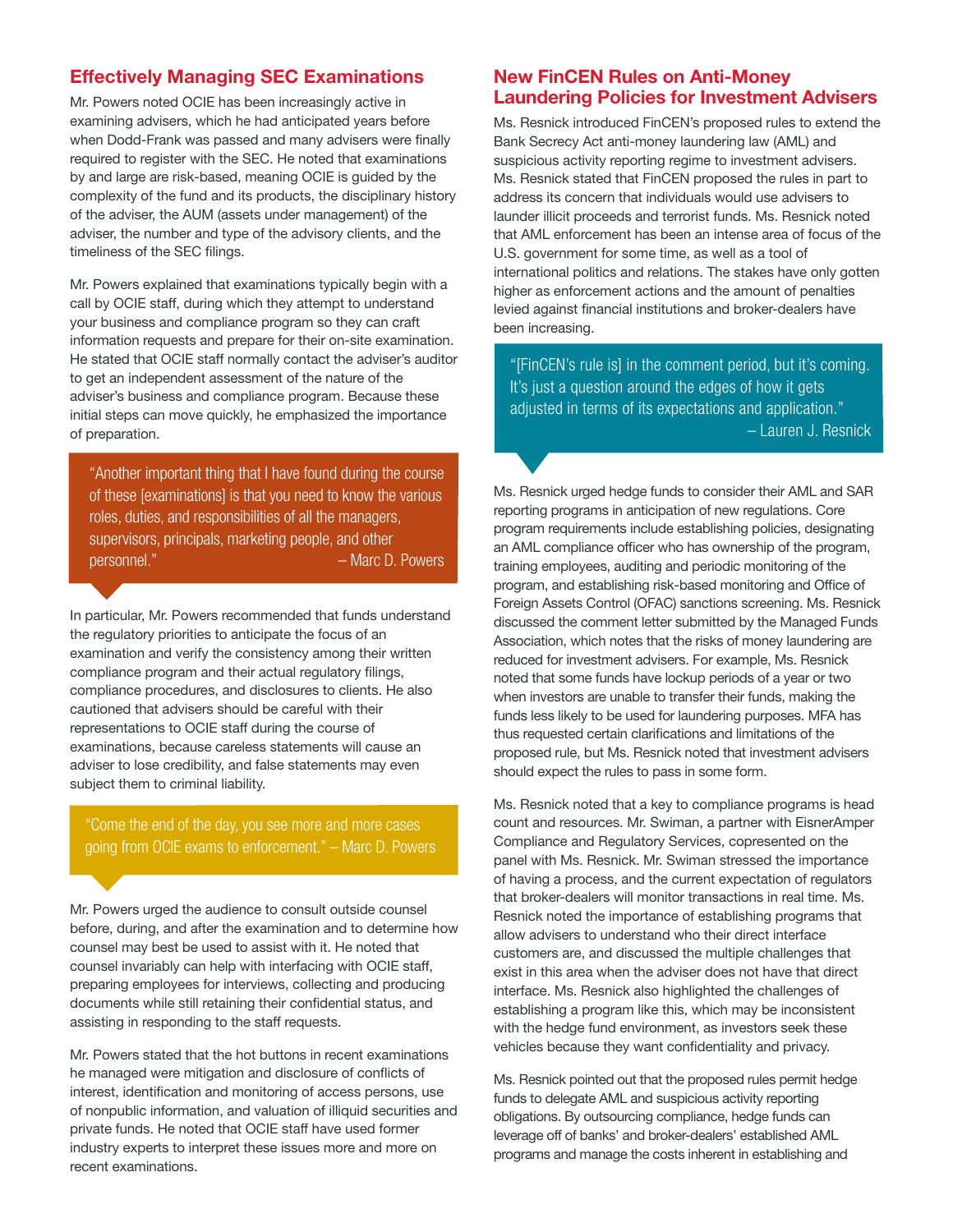## Effectively Managing SEC Examinations

Mr. Powers noted OCIE has been increasingly active in examining advisers, which he had anticipated years before when Dodd-Frank was passed and many advisers were finally required to register with the SEC. He noted that examinations by and large are risk-based, meaning OCIE is guided by the complexity of the fund and its products, the disciplinary history of the adviser, the AUM (assets under management) of the adviser, the number and type of the advisory clients, and the timeliness of the SEC filings.

Mr. Powers explained that examinations typically begin with a call by OCIE staff, during which they attempt to understand your business and compliance program so they can craft information requests and prepare for their on-site examination. He stated that OCIE staff normally contact the adviser's auditor to get an independent assessment of the nature of the adviser's business and compliance program. Because these initial steps can move quickly, he emphasized the importance of preparation.

> "Another important thing that I have found during the course of these [examinations] is that you need to know the various roles, duties, and responsibilities of all the managers, supervisors, principals, marketing people, and other personnel." – Marc D. Powers

In particular, Mr. Powers recommended that funds understand the regulatory priorities to anticipate the focus of an examination and verify the consistency among their written compliance program and their actual regulatory filings, compliance procedures, and disclosures to clients. He also cautioned that advisers should be careful with their representations to OCIE staff during the course of examinations, because careless statements will cause an adviser to lose credibility, and false statements may even subject them to criminal liability.

> "Come the end of the day, you see more and more cases going from OCIE exams to enforcement." – Marc D. Powers

Mr. Powers urged the audience to consult outside counsel before, during, and after the examination and to determine how counsel may best be used to assist with it. He noted that counsel invariably can help with interfacing with OCIE staff, preparing employees for interviews, collecting and producing documents while still retaining their confidential status, and assisting in responding to the staff requests.

Mr. Powers stated that the hot buttons in recent examinations he managed were mitigation and disclosure of conflicts of interest, identification and monitoring of access persons, use of nonpublic information, and valuation of illiquid securities and private funds. He noted that OCIE staff have used former industry experts to interpret these issues more and more on recent examinations.

## New FinCEN Rules on Anti-Money Laundering Policies for Investment Advisers

Ms. Resnick introduced FinCEN's proposed rules to extend the Bank Secrecy Act anti-money laundering law (AML) and suspicious activity reporting regime to investment advisers. Ms. Resnick stated that FinCEN proposed the rules in part to address its concern that individuals would use advisers to launder illicit proceeds and terrorist funds. Ms. Resnick noted that AML enforcement has been an intense area of focus of the U.S. government for some time, as well as a tool of international politics and relations. The stakes have only gotten higher as enforcement actions and the amount of penalties levied against financial institutions and broker-dealers have been increasing.

> "[FinCEN's rule is] in the comment period, but it's coming. It's just a question around the edges of how it gets adjusted in terms of its expectations and application." – Lauren J. Resnick

Ms. Resnick urged hedge funds to consider their AML and SAR reporting programs in anticipation of new regulations. Core program requirements include establishing policies, designating an AML compliance officer who has ownership of the program, training employees, auditing and periodic monitoring of the program, and establishing risk-based monitoring and Office of Foreign Assets Control (OFAC) sanctions screening. Ms. Resnick discussed the comment letter submitted by the Managed Funds Association, which notes that the risks of money laundering are reduced for investment advisers. For example, Ms. Resnick noted that some funds have lockup periods of a year or two when investors are unable to transfer their funds, making the funds less likely to be used for laundering purposes. MFA has thus requested certain clarifications and limitations of the proposed rule, but Ms. Resnick noted that investment advisers should expect the rules to pass in some form.

Ms. Resnick noted that a key to compliance programs is head count and resources. Mr. Swiman, a partner with EisnerAmper Compliance and Regulatory Services, copresented on the panel with Ms. Resnick. Mr. Swiman stressed the importance of having a process, and the current expectation of regulators that broker-dealers will monitor transactions in real time. Ms. Resnick noted the importance of establishing programs that allow advisers to understand who their direct interface customers are, and discussed the multiple challenges that exist in this area when the adviser does not have that direct interface. Ms. Resnick also highlighted the challenges of establishing a program like this, which may be inconsistent with the hedge fund environment, as investors seek these vehicles because they want confidentiality and privacy.

Ms. Resnick pointed out that the proposed rules permit hedge funds to delegate AML and suspicious activity reporting obligations. By outsourcing compliance, hedge funds can leverage off of banks' and broker-dealers' established AML programs and manage the costs inherent in establishing and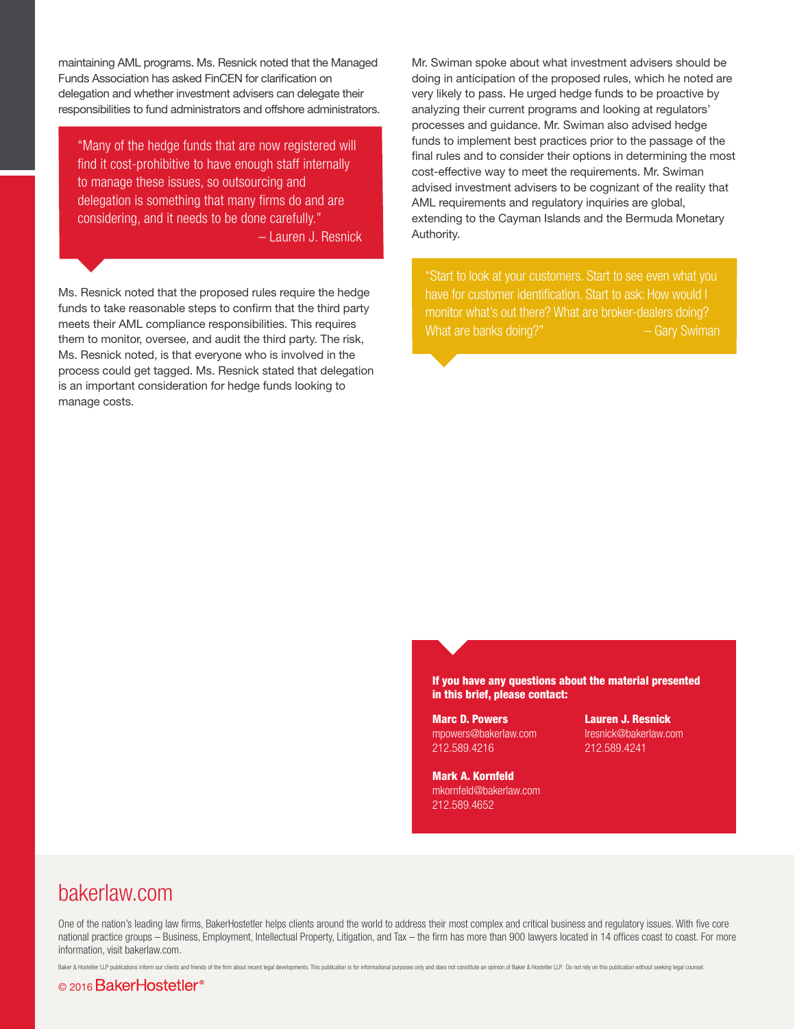maintaining AML programs. Ms. Resnick noted that the Managed Funds Association has asked FinCEN for clarification on delegation and whether investment advisers can delegate their responsibilities to fund administrators and offshore administrators.

> "Many of the hedge funds that are now registered will find it cost-prohibitive to have enough staff internally to manage these issues, so outsourcing and delegation is something that many firms do and are considering, and it needs to be done carefully."
> – Lauren J. Resnick

Ms. Resnick noted that the proposed rules require the hedge funds to take reasonable steps to confirm that the third party meets their AML compliance responsibilities. This requires them to monitor, oversee, and audit the third party. The risk, Ms. Resnick noted, is that everyone who is involved in the process could get tagged. Ms. Resnick stated that delegation is an important consideration for hedge funds looking to manage costs.

Mr. Swiman spoke about what investment advisers should be doing in anticipation of the proposed rules, which he noted are very likely to pass. He urged hedge funds to be proactive by analyzing their current programs and looking at regulators' processes and guidance. Mr. Swiman also advised hedge funds to implement best practices prior to the passage of the final rules and to consider their options in determining the most cost-effective way to meet the requirements. Mr. Swiman advised investment advisers to be cognizant of the reality that AML requirements and regulatory inquiries are global, extending to the Cayman Islands and the Bermuda Monetary Authority.

> "Start to look at your customers. Start to see even what you have for customer identification. Start to ask: How would I monitor what's out there? What are broker-dealers doing? What are banks doing?"
> – Gary Swiman

**If you have any questions about the material presented in this brief, please contact:**

**Marc D. Powers**
mpowers@bakerlaw.com
212.589.4216

**Lauren J. Resnick**
lresnick@bakerlaw.com
212.589.4241

**Mark A. Kornfeld**
mkornfeld@bakerlaw.com
212.589.4652

## bakerlaw.com

One of the nation's leading law firms, BakerHostetler helps clients around the world to address their most complex and critical business and regulatory issues. With five core national practice groups – Business, Employment, Intellectual Property, Litigation, and Tax – the firm has more than 900 lawyers located in 14 offices coast to coast. For more information, visit bakerlaw.com.

Baker & Hostetler LLP publications inform our clients and friends of the firm about recent legal developments. This publication is for informational purposes only and does not constitute an opinion of Baker & Hostetler LLP. Do not rely on this publication without seeking legal counsel.

© 2016 BakerHostetler®